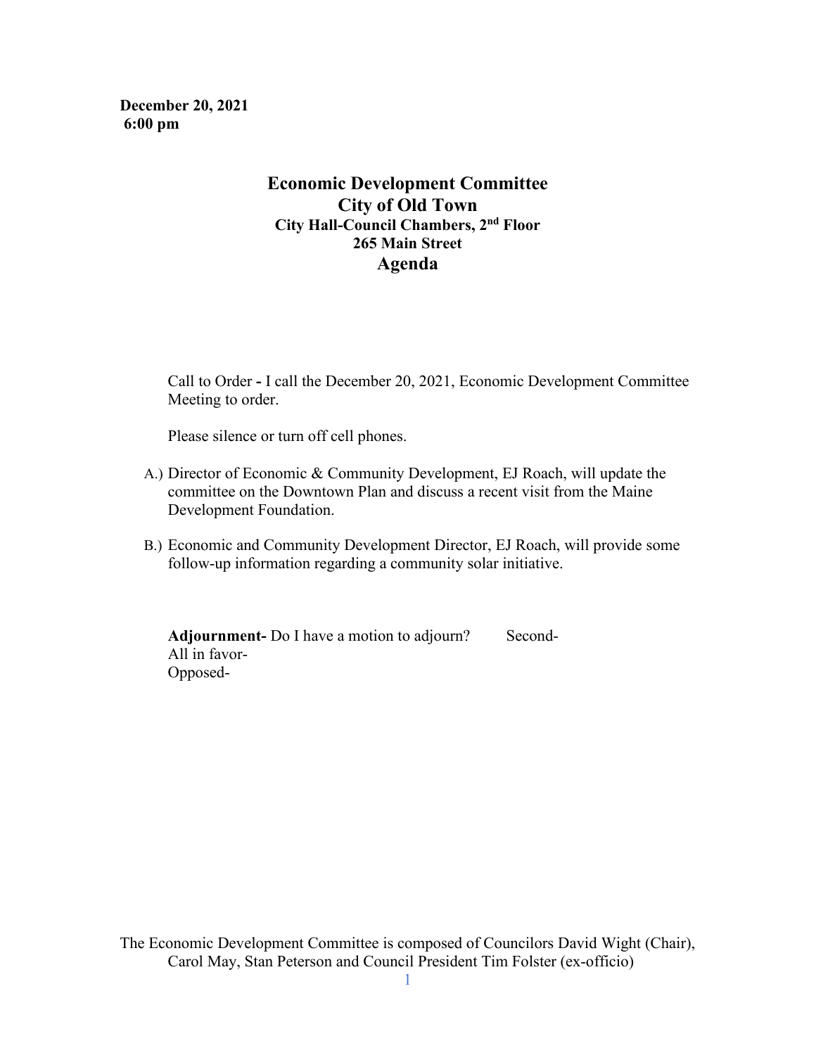**December 20, 2021**
**6:00 pm**

# Economic Development Committee
# City of Old Town
### City Hall-Council Chambers, 2nd Floor
### 265 Main Street
## Agenda

Call to Order **-** I call the December 20, 2021, Economic Development Committee Meeting to order.

Please silence or turn off cell phones.

A.) Director of Economic & Community Development, EJ Roach, will update the committee on the Downtown Plan and discuss a recent visit from the Maine Development Foundation.

B.) Economic and Community Development Director, EJ Roach, will provide some follow-up information regarding a community solar initiative.

**Adjournment-** Do I have a motion to adjourn? Second-
All in favor-
Opposed-

The Economic Development Committee is composed of Councilors David Wight (Chair), Carol May, Stan Peterson and Council President Tim Folster (ex-officio)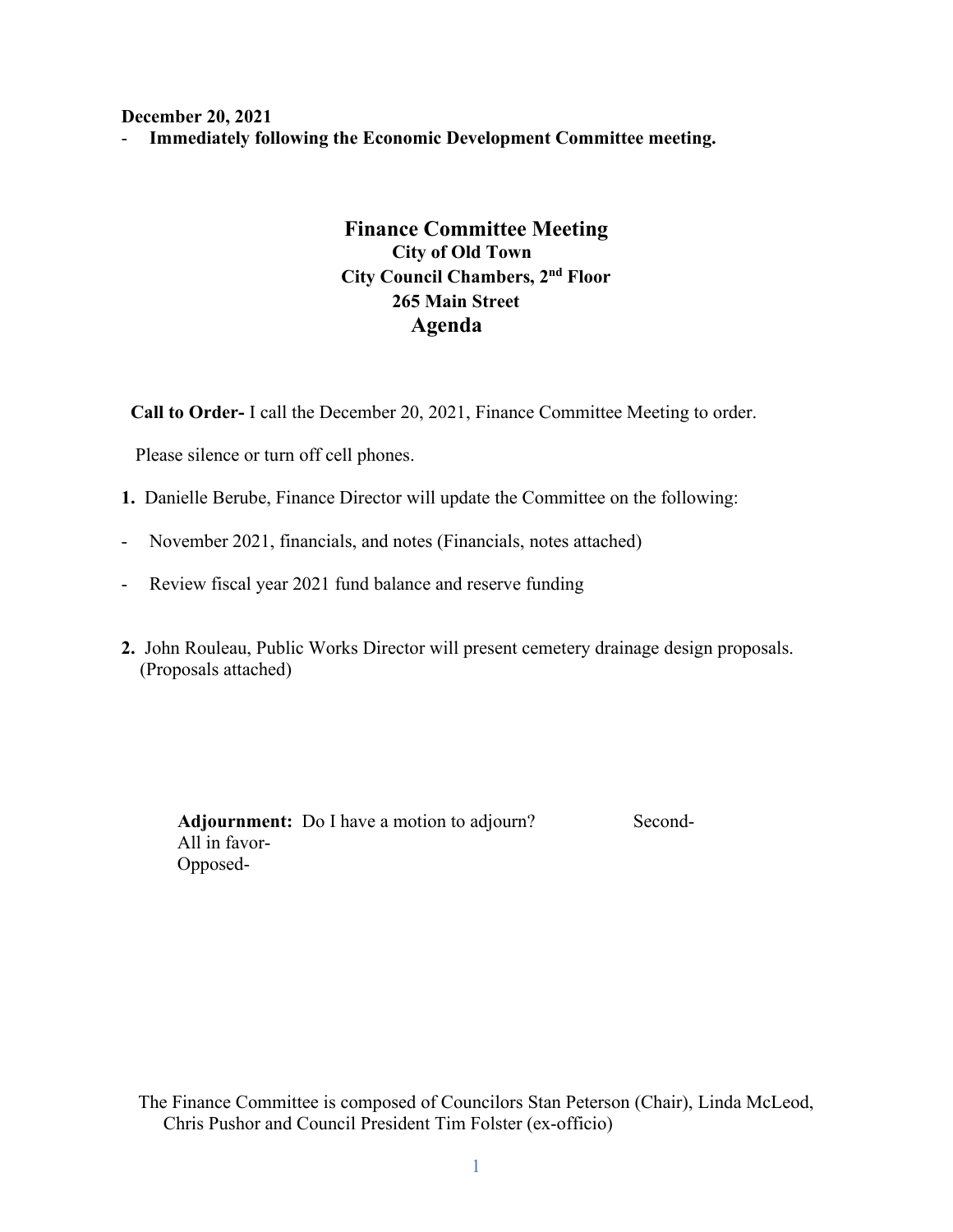**December 20, 2021**

- **Immediately following the Economic Development Committee meeting.**

# Finance Committee Meeting

## City of Old Town

## City Council Chambers, 2nd Floor

## 265 Main Street

## Agenda

**Call to Order-** I call the December 20, 2021, Finance Committee Meeting to order.

Please silence or turn off cell phones.

**1.** Danielle Berube, Finance Director will update the Committee on the following:

- November 2021, financials, and notes (Financials, notes attached)
- Review fiscal year 2021 fund balance and reserve funding

**2.** John Rouleau, Public Works Director will present cemetery drainage design proposals. (Proposals attached)

**Adjournment:** Do I have a motion to adjourn? Second-
All in favor-
Opposed-

The Finance Committee is composed of Councilors Stan Peterson (Chair), Linda McLeod, Chris Pushor and Council President Tim Folster (ex-officio)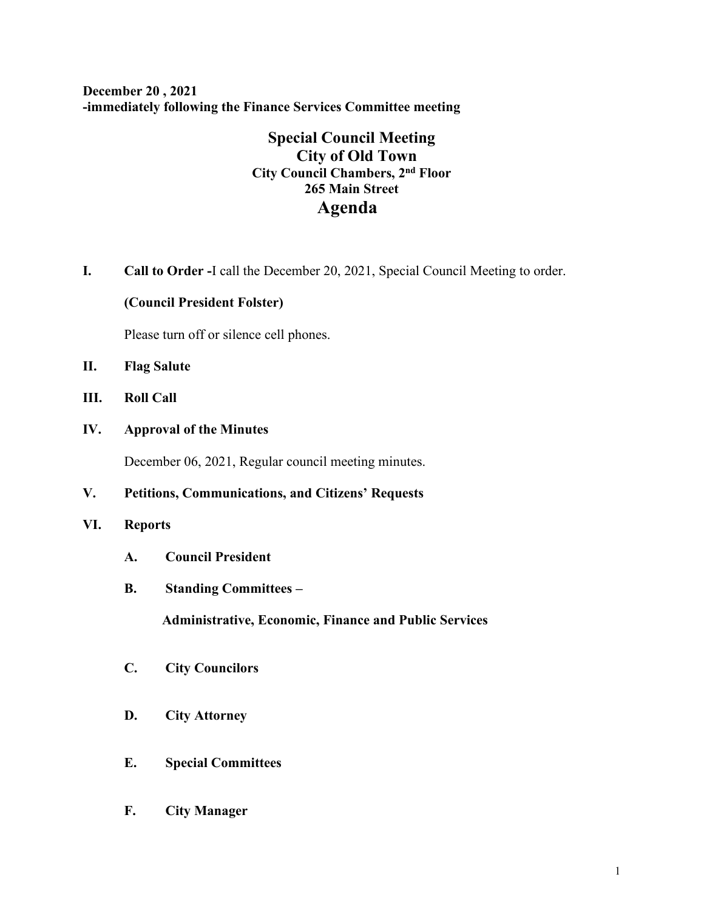**December 20 , 2021**
**-immediately following the Finance Services Committee meeting**

# Special Council Meeting
## City of Old Town
### City Council Chambers, 2nd Floor
### 265 Main Street
# Agenda

**I. Call to Order -**I call the December 20, 2021, Special Council Meeting to order.

**(Council President Folster)**

Please turn off or silence cell phones.

**II. Flag Salute**

**III. Roll Call**

**IV. Approval of the Minutes**

December 06, 2021, Regular council meeting minutes.

**V. Petitions, Communications, and Citizens' Requests**

**VI. Reports**

**A. Council President**

**B. Standing Committees –**

**Administrative, Economic, Finance and Public Services**

**C. City Councilors**

**D. City Attorney**

**E. Special Committees**

**F. City Manager**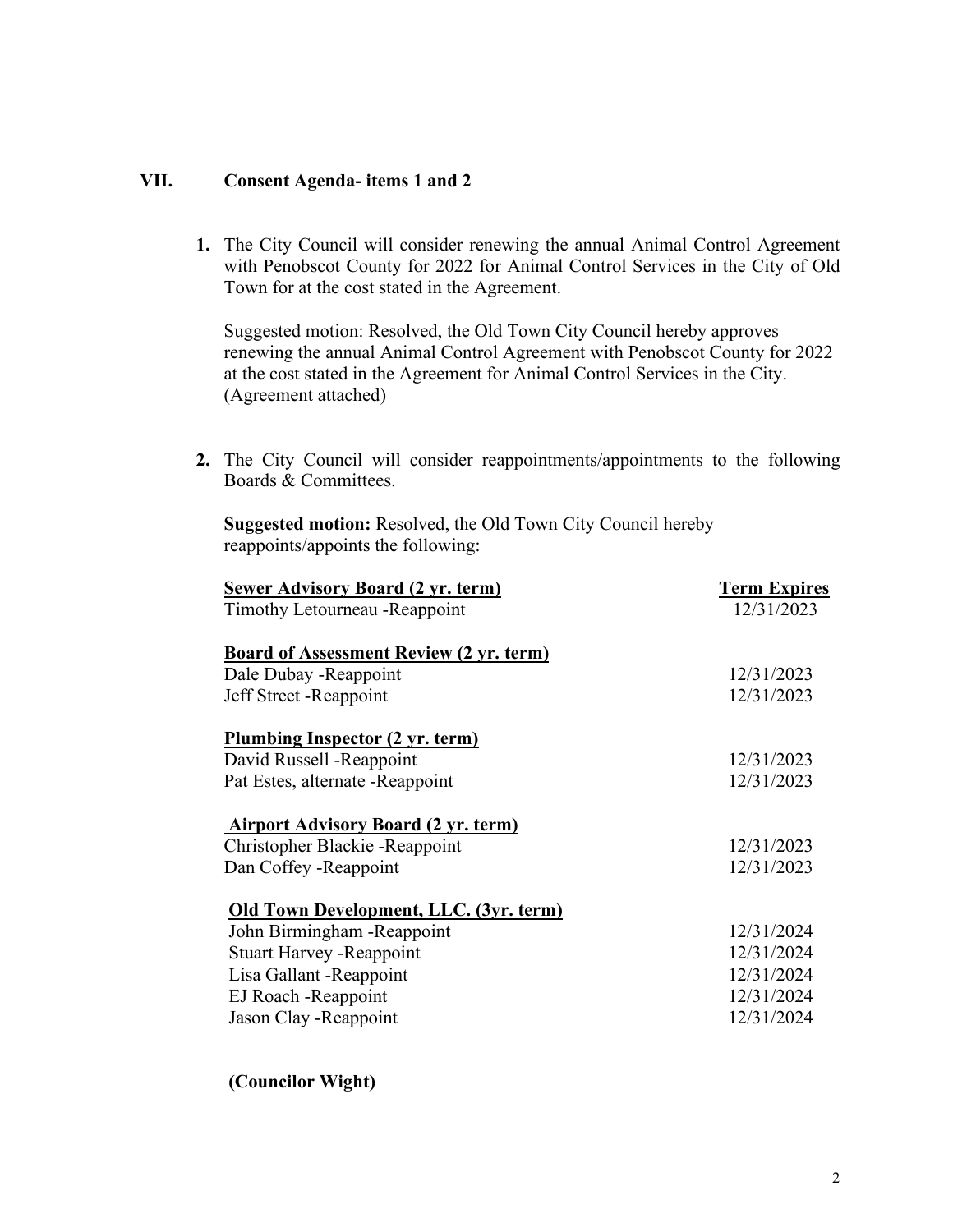## VII. Consent Agenda- items 1 and 2

1. The City Council will consider renewing the annual Animal Control Agreement with Penobscot County for 2022 for Animal Control Services in the City of Old Town for at the cost stated in the Agreement.

   Suggested motion: Resolved, the Old Town City Council hereby approves renewing the annual Animal Control Agreement with Penobscot County for 2022 at the cost stated in the Agreement for Animal Control Services in the City. (Agreement attached)

2. The City Council will consider reappointments/appointments to the following Boards & Committees.

   **Suggested motion:** Resolved, the Old Town City Council hereby reappoints/appoints the following:

| **Sewer Advisory Board (2 yr. term)** | **Term Expires** |
|---|---|
| Timothy Letourneau -Reappoint | 12/31/2023 |
| | |
| **Board of Assessment Review (2 yr. term)** | |
| Dale Dubay -Reappoint | 12/31/2023 |
| Jeff Street -Reappoint | 12/31/2023 |
| | |
| **Plumbing Inspector (2 yr. term)** | |
| David Russell -Reappoint | 12/31/2023 |
| Pat Estes, alternate -Reappoint | 12/31/2023 |
| | |
| **Airport Advisory Board (2 yr. term)** | |
| Christopher Blackie -Reappoint | 12/31/2023 |
| Dan Coffey -Reappoint | 12/31/2023 |
| | |
| **Old Town Development, LLC. (3yr. term)** | |
| John Birmingham -Reappoint | 12/31/2024 |
| Stuart Harvey -Reappoint | 12/31/2024 |
| Lisa Gallant -Reappoint | 12/31/2024 |
| EJ Roach -Reappoint | 12/31/2024 |
| Jason Clay -Reappoint | 12/31/2024 |

**(Councilor Wight)**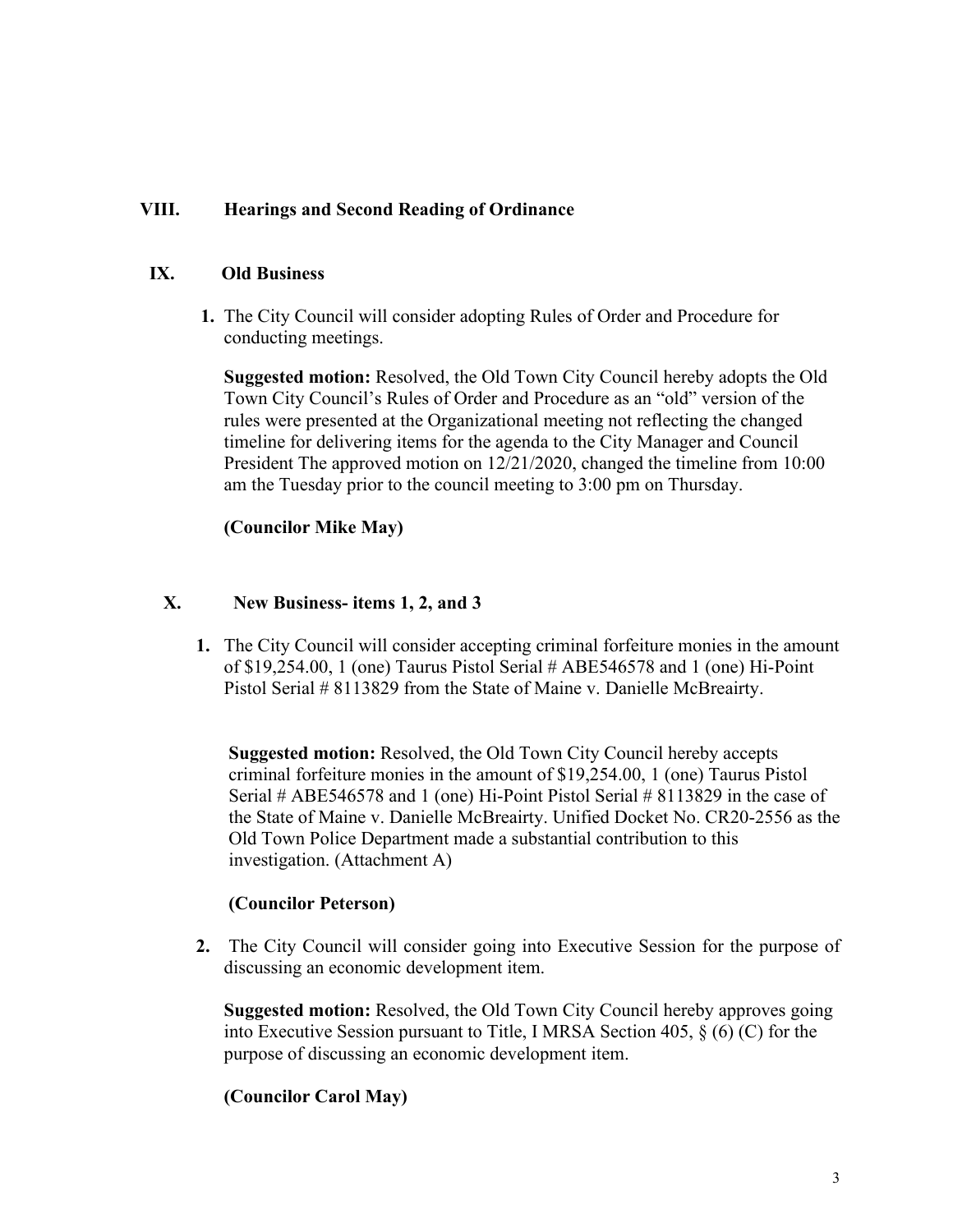## VIII. Hearings and Second Reading of Ordinance

## IX. Old Business

1. The City Council will consider adopting Rules of Order and Procedure for conducting meetings.

   **Suggested motion:** Resolved, the Old Town City Council hereby adopts the Old Town City Council's Rules of Order and Procedure as an "old" version of the rules were presented at the Organizational meeting not reflecting the changed timeline for delivering items for the agenda to the City Manager and Council President The approved motion on 12/21/2020, changed the timeline from 10:00 am the Tuesday prior to the council meeting to 3:00 pm on Thursday.

   **(Councilor Mike May)**

## X. New Business- items 1, 2, and 3

1. The City Council will consider accepting criminal forfeiture monies in the amount of $19,254.00, 1 (one) Taurus Pistol Serial # ABE546578 and 1 (one) Hi-Point Pistol Serial # 8113829 from the State of Maine v. Danielle McBreairty.

   **Suggested motion:** Resolved, the Old Town City Council hereby accepts criminal forfeiture monies in the amount of $19,254.00, 1 (one) Taurus Pistol Serial # ABE546578 and 1 (one) Hi-Point Pistol Serial # 8113829 in the case of the State of Maine v. Danielle McBreairty. Unified Docket No. CR20-2556 as the Old Town Police Department made a substantial contribution to this investigation. (Attachment A)

   **(Councilor Peterson)**

2. The City Council will consider going into Executive Session for the purpose of discussing an economic development item.

   **Suggested motion:** Resolved, the Old Town City Council hereby approves going into Executive Session pursuant to Title, I MRSA Section 405, § (6) (C) for the purpose of discussing an economic development item.

   **(Councilor Carol May)**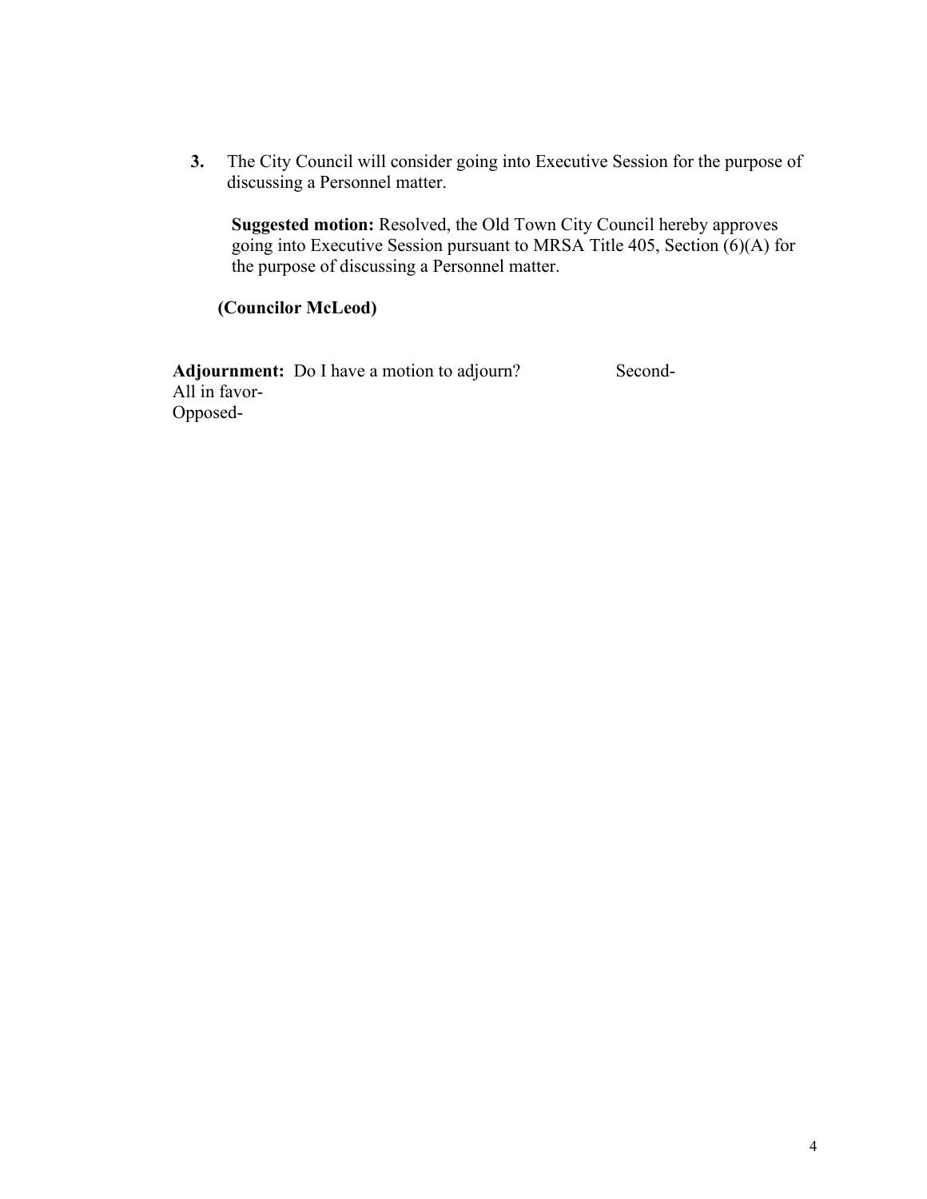**3.** The City Council will consider going into Executive Session for the purpose of discussing a Personnel matter.

**Suggested motion:** Resolved, the Old Town City Council hereby approves going into Executive Session pursuant to MRSA Title 405, Section (6)(A) for the purpose of discussing a Personnel matter.

**(Councilor McLeod)**

**Adjournment:** Do I have a motion to adjourn? Second-
All in favor-
Opposed-